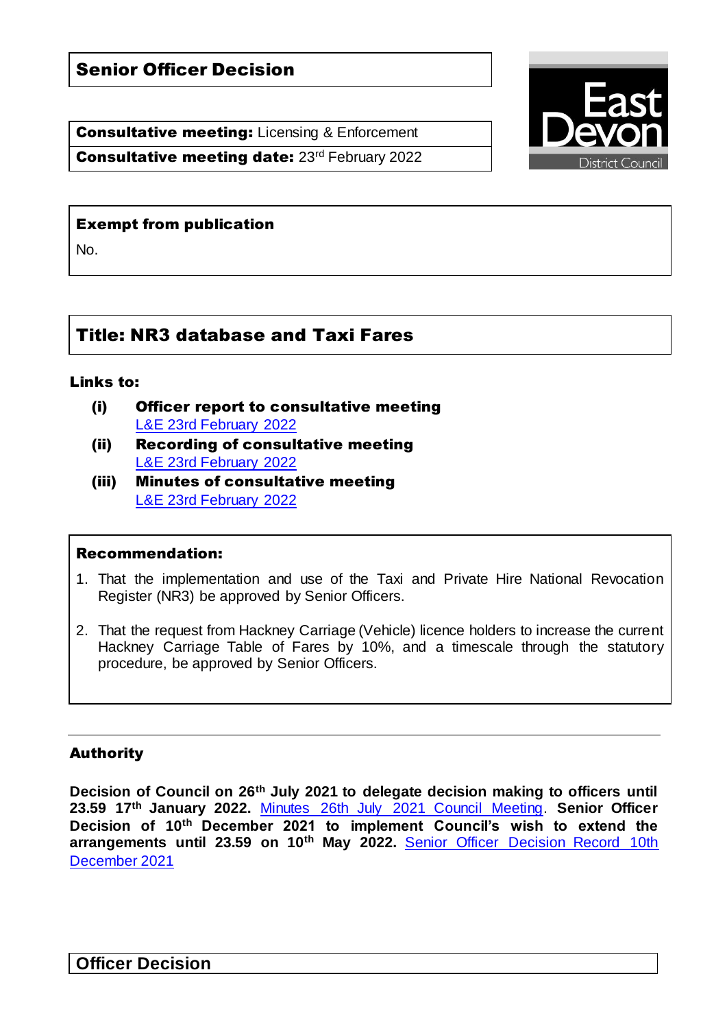# Senior Officer Decision

**Consultative meeting:** Licensing & Enforcement

**Consultative meeting date:** 23rd February 2022

East Devon District Council

**Exempt from publication**

No.

## Title: NR3 database and Taxi Fares

**Links to:**

- **(i) Officer report to consultative meeting**
  L&E 23rd February 2022
- **(ii) Recording of consultative meeting**
  L&E 23rd February 2022
- **(iii) Minutes of consultative meeting**
  L&E 23rd February 2022

**Recommendation:**

1. That the implementation and use of the Taxi and Private Hire National Revocation Register (NR3) be approved by Senior Officers.
2. That the request from Hackney Carriage (Vehicle) licence holders to increase the current Hackney Carriage Table of Fares by 10%, and a timescale through the statutory procedure, be approved by Senior Officers.

**Authority**

**Decision of Council on 26th July 2021 to delegate decision making to officers until 23.59 17th January 2022.** Minutes 26th July 2021 Council Meeting. **Senior Officer Decision of 10th December 2021 to implement Council's wish to extend the arrangements until 23.59 on 10th May 2022.** Senior Officer Decision Record 10th December 2021

## Officer Decision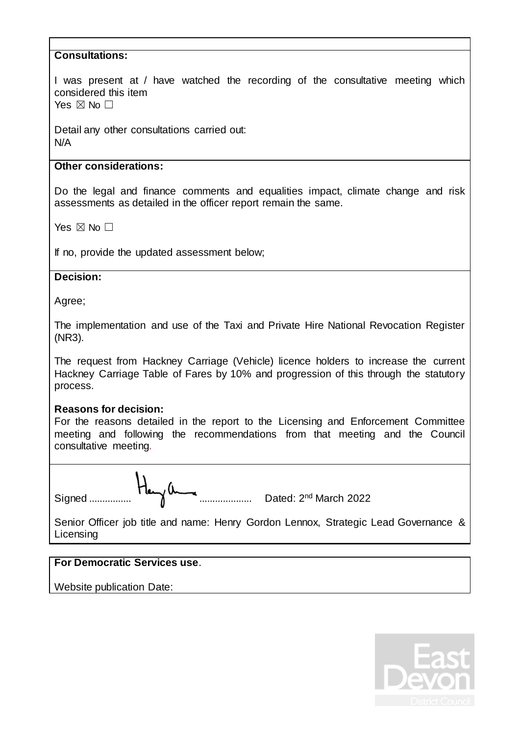**Consultations:**

I was present at / have watched the recording of the consultative meeting which considered this item
Yes ☒ No ☐

Detail any other consultations carried out:
N/A

**Other considerations:**

Do the legal and finance comments and equalities impact, climate change and risk assessments as detailed in the officer report remain the same.

Yes ☒ No ☐

If no, provide the updated assessment below;

**Decision:**

Agree;

The implementation and use of the Taxi and Private Hire National Revocation Register (NR3).

The request from Hackney Carriage (Vehicle) licence holders to increase the current Hackney Carriage Table of Fares by 10% and progression of this through the statutory process.

**Reasons for decision:**
For the reasons detailed in the report to the Licensing and Enforcement Committee meeting and following the recommendations from that meeting and the Council consultative meeting.

Signed ................ [signature] ................... Dated: 2nd March 2022

Senior Officer job title and name: Henry Gordon Lennox, Strategic Lead Governance & Licensing

**For Democratic Services use**.

Website publication Date: